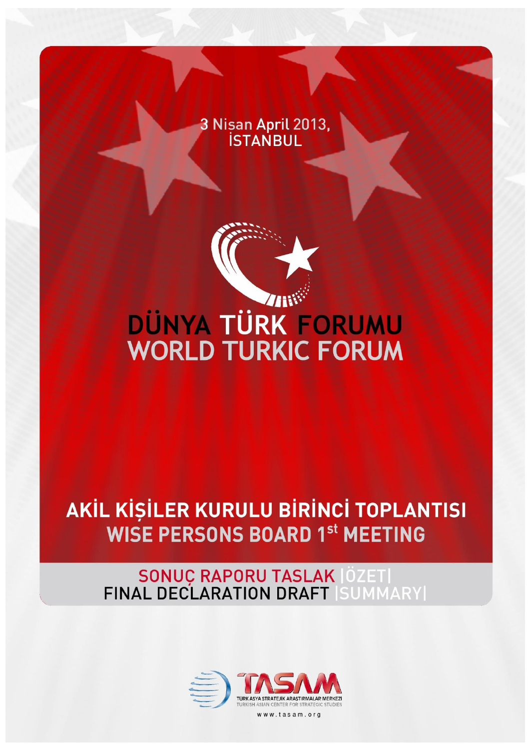3 Nisan April 2013,
İSTANBUL

# DÜNYA TÜRK FORUMU
# WORLD TURKIC FORUM

## AKİL KİŞİLER KURULU BİRİNCİ TOPLANTISI
## WISE PERSONS BOARD 1st MEETING

### SONUÇ RAPORU TASLAK |ÖZET|
### FINAL DECLARATION DRAFT |SUMMARY|

TASAM
TÜRK ASYA STRATEJİK ARAŞTIRMALAR MERKEZİ
TURKISH ASIAN CENTER FOR STRATEGIC STUDIES

www.tasam.org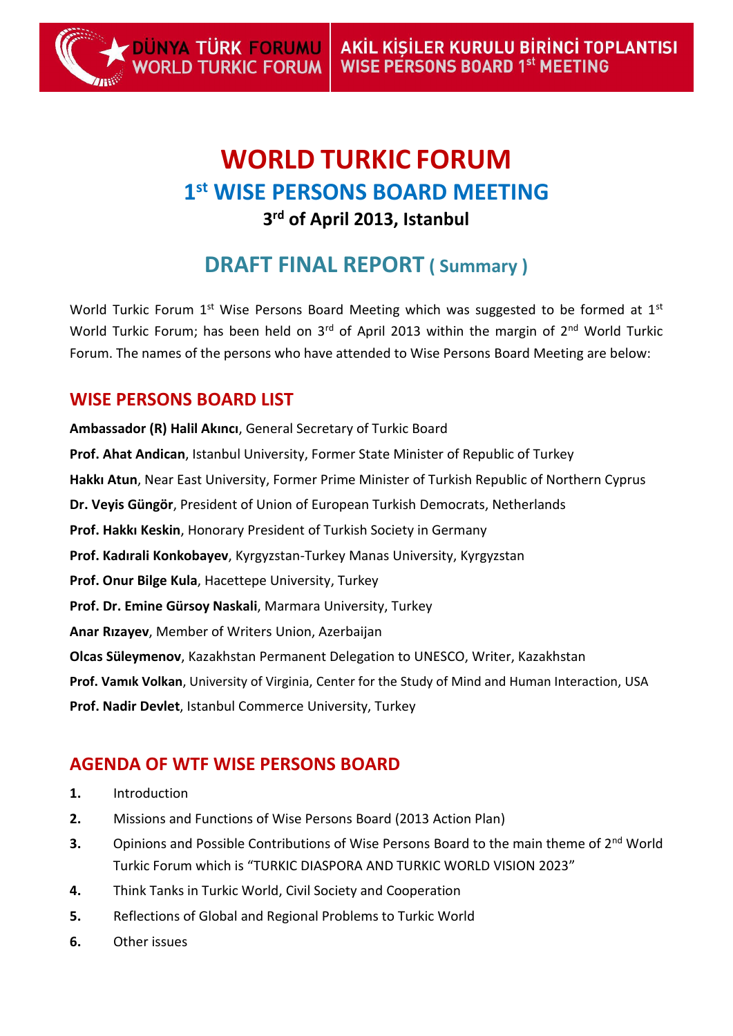# WORLD TURKIC FORUM

## 1st WISE PERSONS BOARD MEETING

### 3rd of April 2013, Istanbul

## DRAFT FINAL REPORT ( Summary )

World Turkic Forum 1st Wise Persons Board Meeting which was suggested to be formed at 1st World Turkic Forum; has been held on 3rd of April 2013 within the margin of 2nd World Turkic Forum. The names of the persons who have attended to Wise Persons Board Meeting are below:

## WISE PERSONS BOARD LIST

**Ambassador (R) Halil Akıncı**, General Secretary of Turkic Board
**Prof. Ahat Andican**, Istanbul University, Former State Minister of Republic of Turkey
**Hakkı Atun**, Near East University, Former Prime Minister of Turkish Republic of Northern Cyprus
**Dr. Veyis Güngör**, President of Union of European Turkish Democrats, Netherlands
**Prof. Hakkı Keskin**, Honorary President of Turkish Society in Germany
**Prof. Kadırali Konkobayev**, Kyrgyzstan-Turkey Manas University, Kyrgyzstan
**Prof. Onur Bilge Kula**, Hacettepe University, Turkey
**Prof. Dr. Emine Gürsoy Naskali**, Marmara University, Turkey
**Anar Rızayev**, Member of Writers Union, Azerbaijan
**Olcas Süleymenov**, Kazakhstan Permanent Delegation to UNESCO, Writer, Kazakhstan
**Prof. Vamık Volkan**, University of Virginia, Center for the Study of Mind and Human Interaction, USA
**Prof. Nadir Devlet**, Istanbul Commerce University, Turkey

## AGENDA OF WTF WISE PERSONS BOARD

1. Introduction
2. Missions and Functions of Wise Persons Board (2013 Action Plan)
3. Opinions and Possible Contributions of Wise Persons Board to the main theme of 2nd World Turkic Forum which is "TURKIC DIASPORA AND TURKIC WORLD VISION 2023"
4. Think Tanks in Turkic World, Civil Society and Cooperation
5. Reflections of Global and Regional Problems to Turkic World
6. Other issues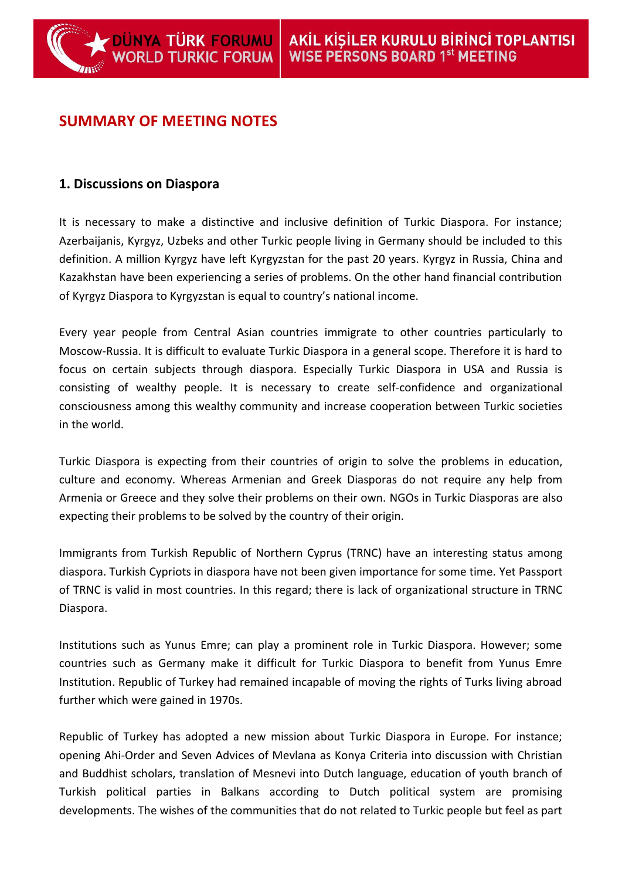## SUMMARY OF MEETING NOTES

### 1. Discussions on Diaspora

It is necessary to make a distinctive and inclusive definition of Turkic Diaspora. For instance; Azerbaijanis, Kyrgyz, Uzbeks and other Turkic people living in Germany should be included to this definition. A million Kyrgyz have left Kyrgyzstan for the past 20 years. Kyrgyz in Russia, China and Kazakhstan have been experiencing a series of problems. On the other hand financial contribution of Kyrgyz Diaspora to Kyrgyzstan is equal to country's national income.

Every year people from Central Asian countries immigrate to other countries particularly to Moscow-Russia. It is difficult to evaluate Turkic Diaspora in a general scope. Therefore it is hard to focus on certain subjects through diaspora. Especially Turkic Diaspora in USA and Russia is consisting of wealthy people. It is necessary to create self-confidence and organizational consciousness among this wealthy community and increase cooperation between Turkic societies in the world.

Turkic Diaspora is expecting from their countries of origin to solve the problems in education, culture and economy. Whereas Armenian and Greek Diasporas do not require any help from Armenia or Greece and they solve their problems on their own. NGOs in Turkic Diasporas are also expecting their problems to be solved by the country of their origin.

Immigrants from Turkish Republic of Northern Cyprus (TRNC) have an interesting status among diaspora. Turkish Cypriots in diaspora have not been given importance for some time. Yet Passport of TRNC is valid in most countries. In this regard; there is lack of organizational structure in TRNC Diaspora.

Institutions such as Yunus Emre; can play a prominent role in Turkic Diaspora. However; some countries such as Germany make it difficult for Turkic Diaspora to benefit from Yunus Emre Institution. Republic of Turkey had remained incapable of moving the rights of Turks living abroad further which were gained in 1970s.

Republic of Turkey has adopted a new mission about Turkic Diaspora in Europe. For instance; opening Ahi-Order and Seven Advices of Mevlana as Konya Criteria into discussion with Christian and Buddhist scholars, translation of Mesnevi into Dutch language, education of youth branch of Turkish political parties in Balkans according to Dutch political system are promising developments. The wishes of the communities that do not related to Turkic people but feel as part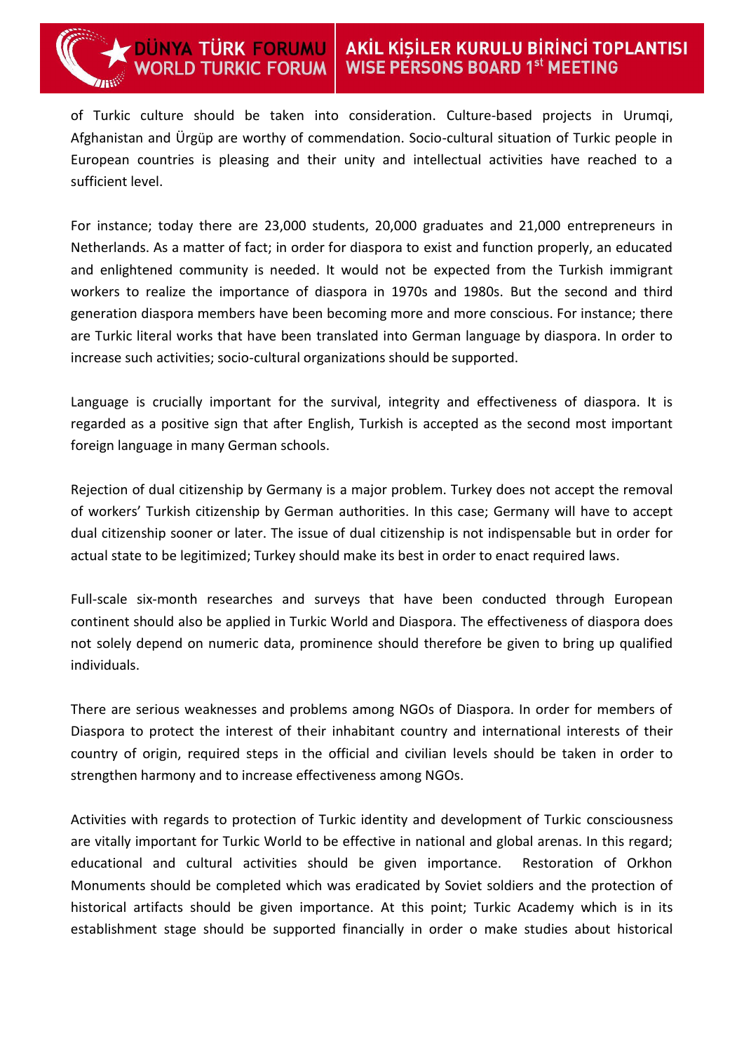of Turkic culture should be taken into consideration. Culture-based projects in Urumqi, Afghanistan and Ürgüp are worthy of commendation. Socio-cultural situation of Turkic people in European countries is pleasing and their unity and intellectual activities have reached to a sufficient level.

For instance; today there are 23,000 students, 20,000 graduates and 21,000 entrepreneurs in Netherlands. As a matter of fact; in order for diaspora to exist and function properly, an educated and enlightened community is needed. It would not be expected from the Turkish immigrant workers to realize the importance of diaspora in 1970s and 1980s. But the second and third generation diaspora members have been becoming more and more conscious. For instance; there are Turkic literal works that have been translated into German language by diaspora. In order to increase such activities; socio-cultural organizations should be supported.

Language is crucially important for the survival, integrity and effectiveness of diaspora. It is regarded as a positive sign that after English, Turkish is accepted as the second most important foreign language in many German schools.

Rejection of dual citizenship by Germany is a major problem. Turkey does not accept the removal of workers' Turkish citizenship by German authorities. In this case; Germany will have to accept dual citizenship sooner or later. The issue of dual citizenship is not indispensable but in order for actual state to be legitimized; Turkey should make its best in order to enact required laws.

Full-scale six-month researches and surveys that have been conducted through European continent should also be applied in Turkic World and Diaspora. The effectiveness of diaspora does not solely depend on numeric data, prominence should therefore be given to bring up qualified individuals.

There are serious weaknesses and problems among NGOs of Diaspora. In order for members of Diaspora to protect the interest of their inhabitant country and international interests of their country of origin, required steps in the official and civilian levels should be taken in order to strengthen harmony and to increase effectiveness among NGOs.

Activities with regards to protection of Turkic identity and development of Turkic consciousness are vitally important for Turkic World to be effective in national and global arenas. In this regard; educational and cultural activities should be given importance. Restoration of Orkhon Monuments should be completed which was eradicated by Soviet soldiers and the protection of historical artifacts should be given importance. At this point; Turkic Academy which is in its establishment stage should be supported financially in order o make studies about historical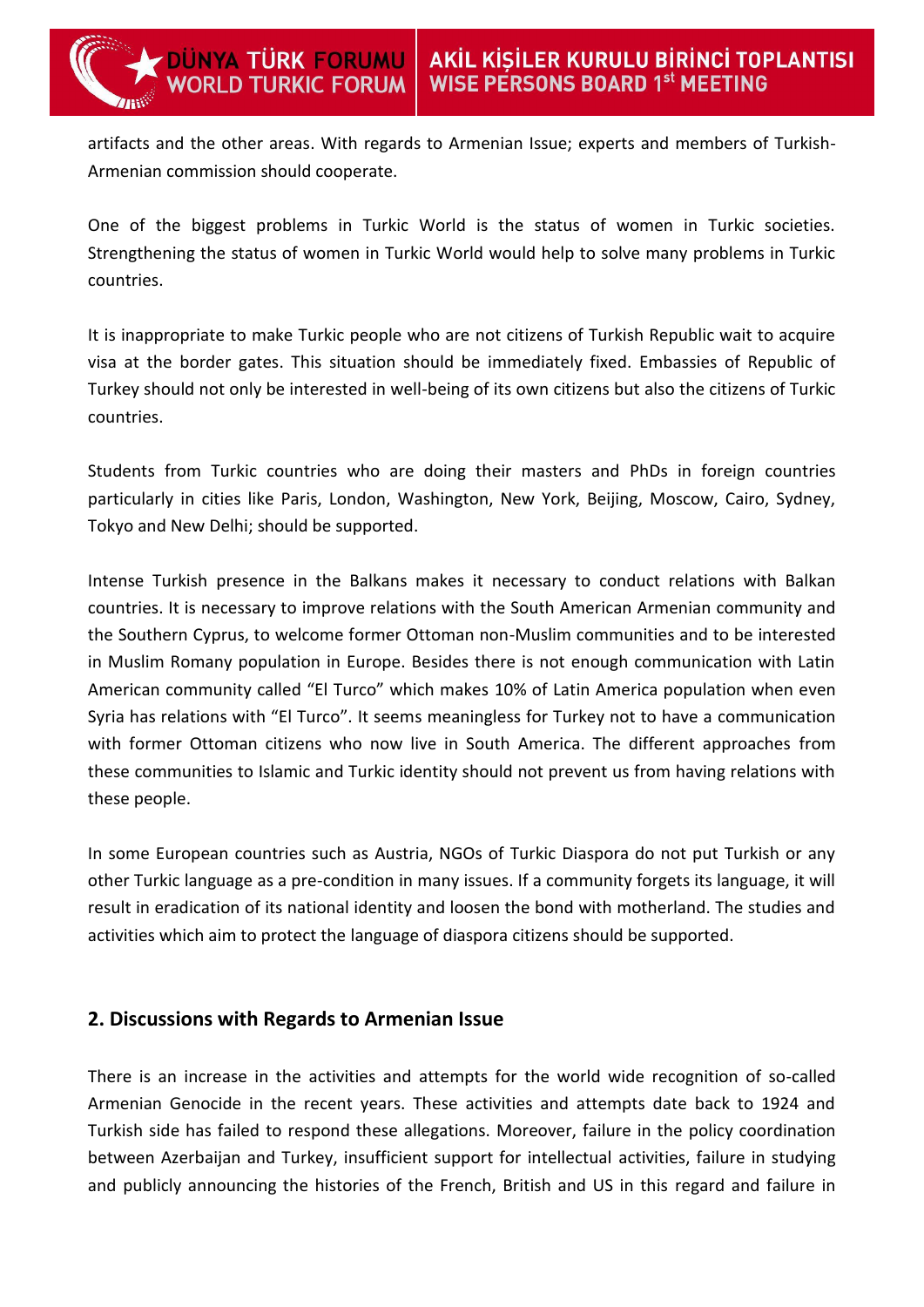artifacts and the other areas. With regards to Armenian Issue; experts and members of Turkish-Armenian commission should cooperate.

One of the biggest problems in Turkic World is the status of women in Turkic societies. Strengthening the status of women in Turkic World would help to solve many problems in Turkic countries.

It is inappropriate to make Turkic people who are not citizens of Turkish Republic wait to acquire visa at the border gates. This situation should be immediately fixed. Embassies of Republic of Turkey should not only be interested in well-being of its own citizens but also the citizens of Turkic countries.

Students from Turkic countries who are doing their masters and PhDs in foreign countries particularly in cities like Paris, London, Washington, New York, Beijing, Moscow, Cairo, Sydney, Tokyo and New Delhi; should be supported.

Intense Turkish presence in the Balkans makes it necessary to conduct relations with Balkan countries. It is necessary to improve relations with the South American Armenian community and the Southern Cyprus, to welcome former Ottoman non-Muslim communities and to be interested in Muslim Romany population in Europe. Besides there is not enough communication with Latin American community called "El Turco" which makes 10% of Latin America population when even Syria has relations with "El Turco". It seems meaningless for Turkey not to have a communication with former Ottoman citizens who now live in South America. The different approaches from these communities to Islamic and Turkic identity should not prevent us from having relations with these people.

In some European countries such as Austria, NGOs of Turkic Diaspora do not put Turkish or any other Turkic language as a pre-condition in many issues. If a community forgets its language, it will result in eradication of its national identity and loosen the bond with motherland. The studies and activities which aim to protect the language of diaspora citizens should be supported.

## 2. Discussions with Regards to Armenian Issue

There is an increase in the activities and attempts for the world wide recognition of so-called Armenian Genocide in the recent years. These activities and attempts date back to 1924 and Turkish side has failed to respond these allegations. Moreover, failure in the policy coordination between Azerbaijan and Turkey, insufficient support for intellectual activities, failure in studying and publicly announcing the histories of the French, British and US in this regard and failure in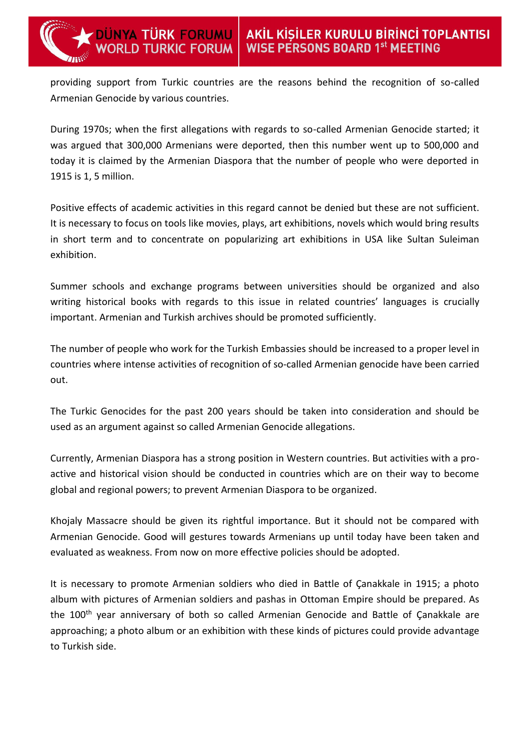providing support from Turkic countries are the reasons behind the recognition of so-called Armenian Genocide by various countries.

During 1970s; when the first allegations with regards to so-called Armenian Genocide started; it was argued that 300,000 Armenians were deported, then this number went up to 500,000 and today it is claimed by the Armenian Diaspora that the number of people who were deported in 1915 is 1, 5 million.

Positive effects of academic activities in this regard cannot be denied but these are not sufficient. It is necessary to focus on tools like movies, plays, art exhibitions, novels which would bring results in short term and to concentrate on popularizing art exhibitions in USA like Sultan Suleiman exhibition.

Summer schools and exchange programs between universities should be organized and also writing historical books with regards to this issue in related countries' languages is crucially important. Armenian and Turkish archives should be promoted sufficiently.

The number of people who work for the Turkish Embassies should be increased to a proper level in countries where intense activities of recognition of so-called Armenian genocide have been carried out.

The Turkic Genocides for the past 200 years should be taken into consideration and should be used as an argument against so called Armenian Genocide allegations.

Currently, Armenian Diaspora has a strong position in Western countries. But activities with a pro-active and historical vision should be conducted in countries which are on their way to become global and regional powers; to prevent Armenian Diaspora to be organized.

Khojaly Massacre should be given its rightful importance. But it should not be compared with Armenian Genocide. Good will gestures towards Armenians up until today have been taken and evaluated as weakness. From now on more effective policies should be adopted.

It is necessary to promote Armenian soldiers who died in Battle of Çanakkale in 1915; a photo album with pictures of Armenian soldiers and pashas in Ottoman Empire should be prepared. As the 100th year anniversary of both so called Armenian Genocide and Battle of Çanakkale are approaching; a photo album or an exhibition with these kinds of pictures could provide advantage to Turkish side.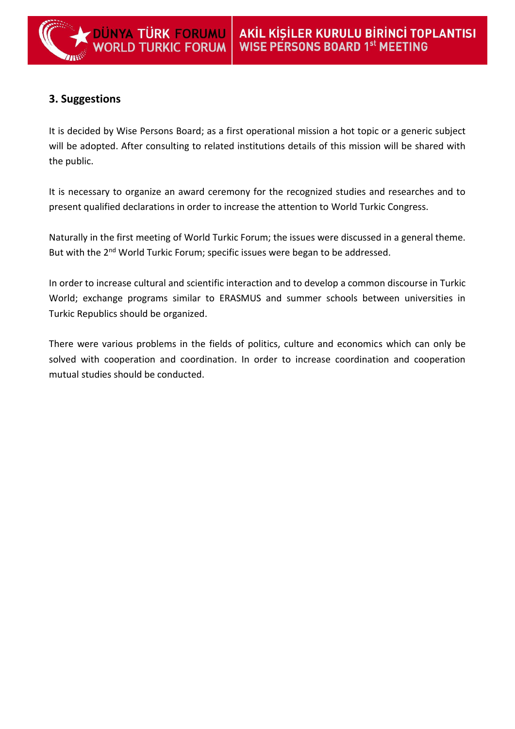### 3. Suggestions

It is decided by Wise Persons Board; as a first operational mission a hot topic or a generic subject will be adopted. After consulting to related institutions details of this mission will be shared with the public.

It is necessary to organize an award ceremony for the recognized studies and researches and to present qualified declarations in order to increase the attention to World Turkic Congress.

Naturally in the first meeting of World Turkic Forum; the issues were discussed in a general theme. But with the 2nd World Turkic Forum; specific issues were began to be addressed.

In order to increase cultural and scientific interaction and to develop a common discourse in Turkic World; exchange programs similar to ERASMUS and summer schools between universities in Turkic Republics should be organized.

There were various problems in the fields of politics, culture and economics which can only be solved with cooperation and coordination. In order to increase coordination and cooperation mutual studies should be conducted.